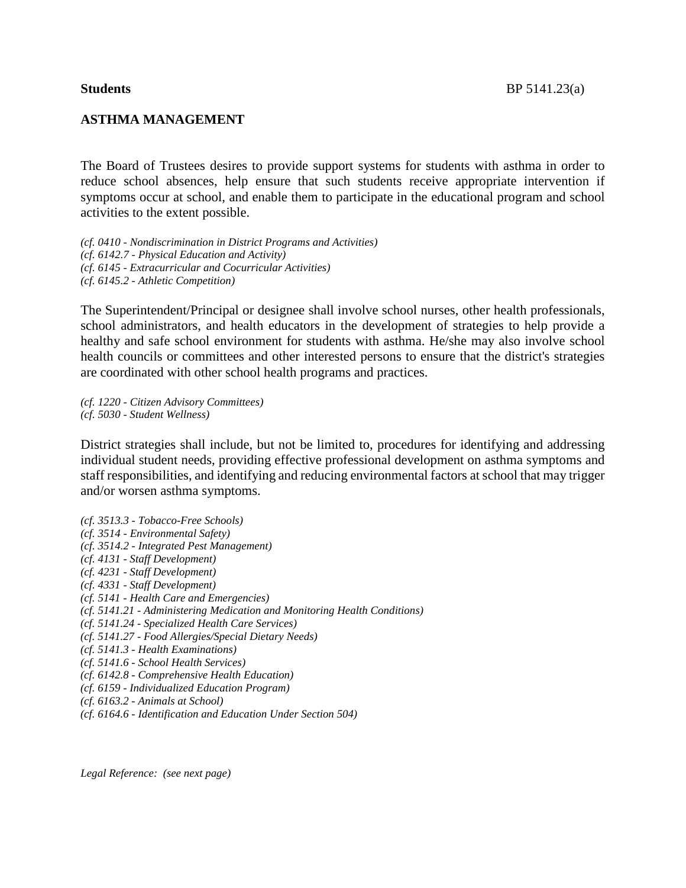**Students** BP 5141.23(a)

## ASTHMA MANAGEMENT

The Board of Trustees desires to provide support systems for students with asthma in order to reduce school absences, help ensure that such students receive appropriate intervention if symptoms occur at school, and enable them to participate in the educational program and school activities to the extent possible.

*(cf. 0410 - Nondiscrimination in District Programs and Activities)*
*(cf. 6142.7 - Physical Education and Activity)*
*(cf. 6145 - Extracurricular and Cocurricular Activities)*
*(cf. 6145.2 - Athletic Competition)*

The Superintendent/Principal or designee shall involve school nurses, other health professionals, school administrators, and health educators in the development of strategies to help provide a healthy and safe school environment for students with asthma. He/she may also involve school health councils or committees and other interested persons to ensure that the district's strategies are coordinated with other school health programs and practices.

*(cf. 1220 - Citizen Advisory Committees)*
*(cf. 5030 - Student Wellness)*

District strategies shall include, but not be limited to, procedures for identifying and addressing individual student needs, providing effective professional development on asthma symptoms and staff responsibilities, and identifying and reducing environmental factors at school that may trigger and/or worsen asthma symptoms.

*(cf. 3513.3 - Tobacco-Free Schools)*
*(cf. 3514 - Environmental Safety)*
*(cf. 3514.2 - Integrated Pest Management)*
*(cf. 4131 - Staff Development)*
*(cf. 4231 - Staff Development)*
*(cf. 4331 - Staff Development)*
*(cf. 5141 - Health Care and Emergencies)*
*(cf. 5141.21 - Administering Medication and Monitoring Health Conditions)*
*(cf. 5141.24 - Specialized Health Care Services)*
*(cf. 5141.27 - Food Allergies/Special Dietary Needs)*
*(cf. 5141.3 - Health Examinations)*
*(cf. 5141.6 - School Health Services)*
*(cf. 6142.8 - Comprehensive Health Education)*
*(cf. 6159 - Individualized Education Program)*
*(cf. 6163.2 - Animals at School)*
*(cf. 6164.6 - Identification and Education Under Section 504)*

*Legal Reference: (see next page)*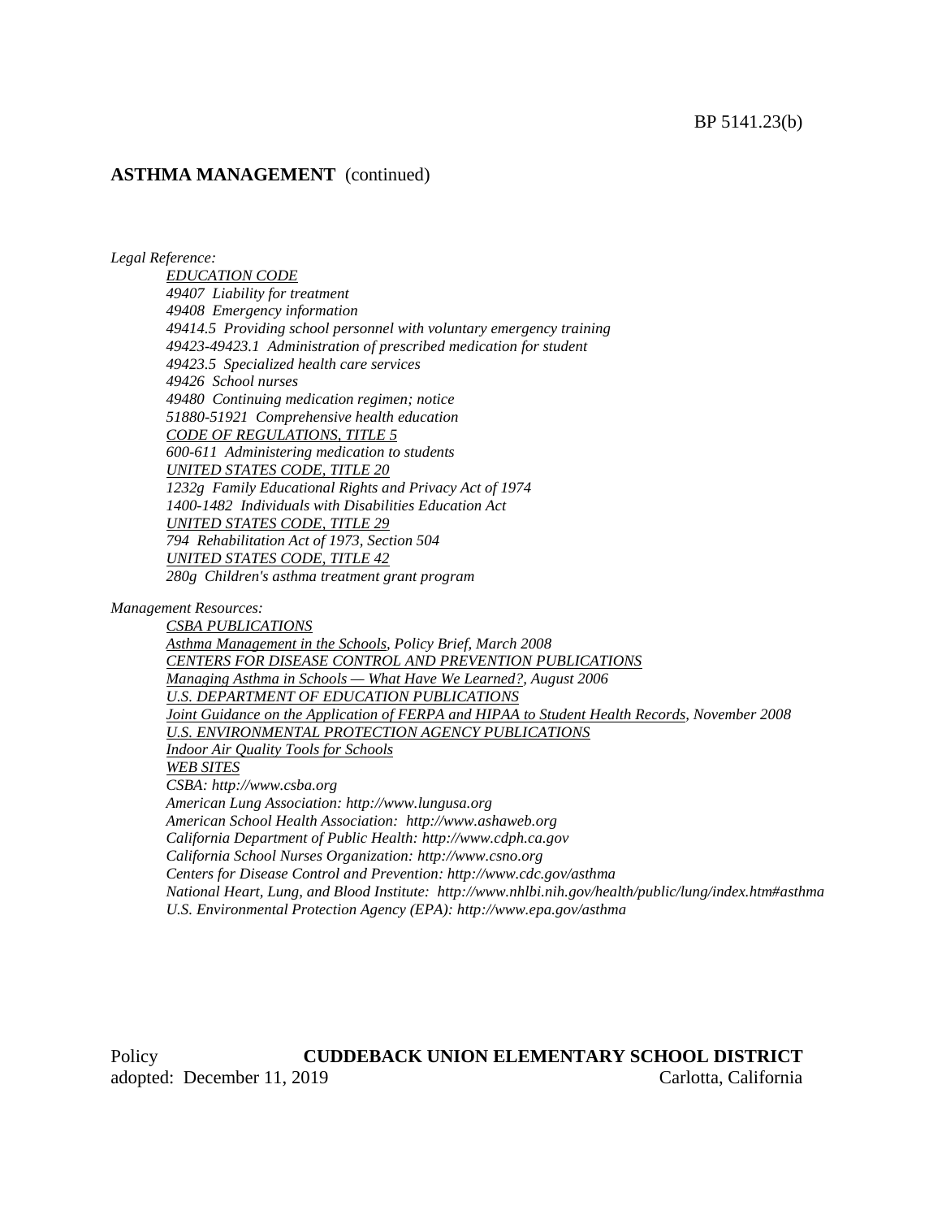## ASTHMA MANAGEMENT (continued)

*Legal Reference:*

*EDUCATION CODE*
*49407 Liability for treatment*
*49408 Emergency information*
*49414.5 Providing school personnel with voluntary emergency training*
*49423-49423.1 Administration of prescribed medication for student*
*49423.5 Specialized health care services*
*49426 School nurses*
*49480 Continuing medication regimen; notice*
*51880-51921 Comprehensive health education*
*CODE OF REGULATIONS, TITLE 5*
*600-611 Administering medication to students*
*UNITED STATES CODE, TITLE 20*
*1232g Family Educational Rights and Privacy Act of 1974*
*1400-1482 Individuals with Disabilities Education Act*
*UNITED STATES CODE, TITLE 29*
*794 Rehabilitation Act of 1973, Section 504*
*UNITED STATES CODE, TITLE 42*
*280g Children's asthma treatment grant program*

*Management Resources:*

*CSBA PUBLICATIONS*
*Asthma Management in the Schools, Policy Brief, March 2008*
*CENTERS FOR DISEASE CONTROL AND PREVENTION PUBLICATIONS*
*Managing Asthma in Schools — What Have We Learned?, August 2006*
*U.S. DEPARTMENT OF EDUCATION PUBLICATIONS*
*Joint Guidance on the Application of FERPA and HIPAA to Student Health Records, November 2008*
*U.S. ENVIRONMENTAL PROTECTION AGENCY PUBLICATIONS*
*Indoor Air Quality Tools for Schools*
*WEB SITES*
*CSBA: http://www.csba.org*
*American Lung Association: http://www.lungusa.org*
*American School Health Association: http://www.ashaweb.org*
*California Department of Public Health: http://www.cdph.ca.gov*
*California School Nurses Organization: http://www.csno.org*
*Centers for Disease Control and Prevention: http://www.cdc.gov/asthma*
*National Heart, Lung, and Blood Institute: http://www.nhlbi.nih.gov/health/public/lung/index.htm#asthma*
*U.S. Environmental Protection Agency (EPA): http://www.epa.gov/asthma*

Policy adopted: December 11, 2019

**CUDDEBACK UNION ELEMENTARY SCHOOL DISTRICT**
Carlotta, California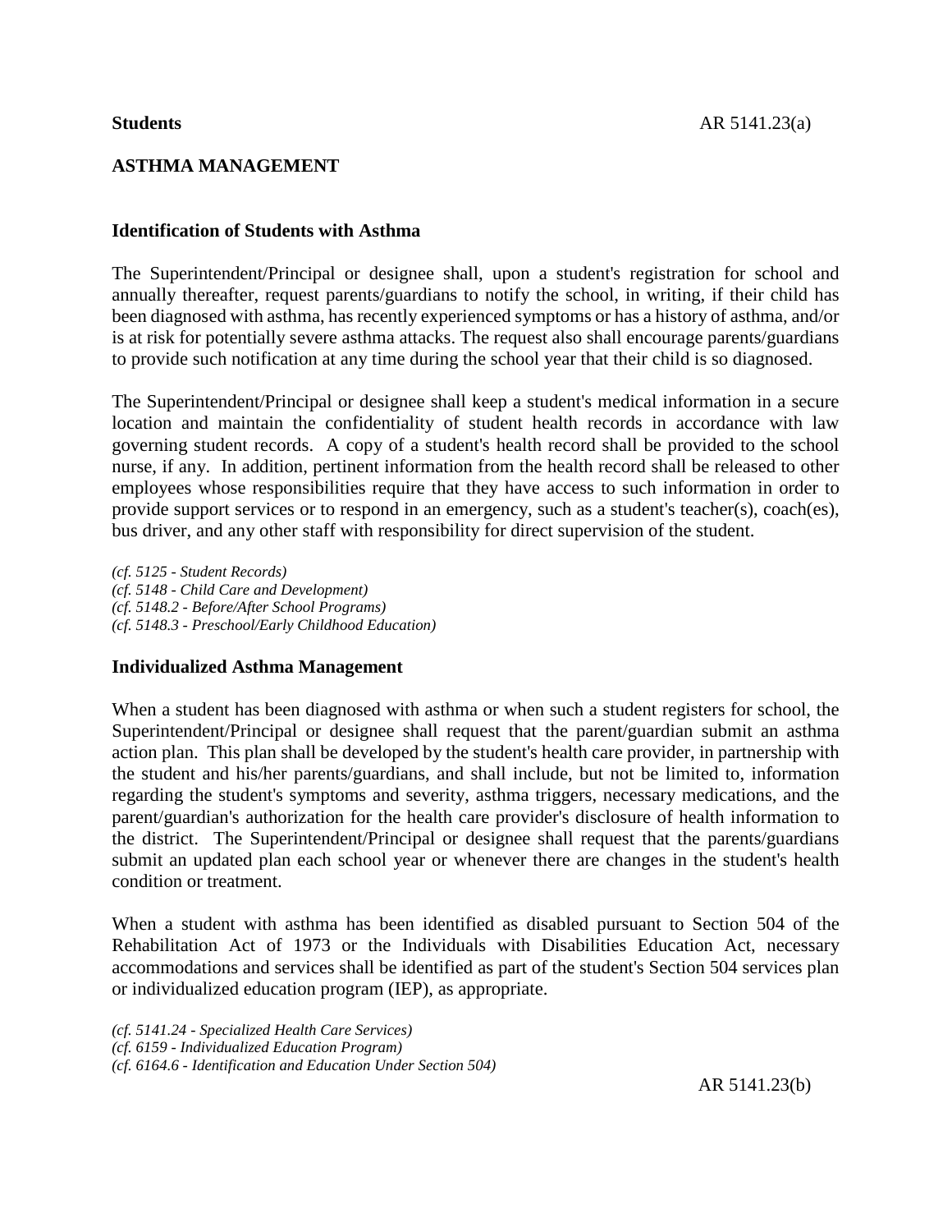**Students**

# ASTHMA MANAGEMENT

## Identification of Students with Asthma

The Superintendent/Principal or designee shall, upon a student's registration for school and annually thereafter, request parents/guardians to notify the school, in writing, if their child has been diagnosed with asthma, has recently experienced symptoms or has a history of asthma, and/or is at risk for potentially severe asthma attacks. The request also shall encourage parents/guardians to provide such notification at any time during the school year that their child is so diagnosed.

The Superintendent/Principal or designee shall keep a student's medical information in a secure location and maintain the confidentiality of student health records in accordance with law governing student records. A copy of a student's health record shall be provided to the school nurse, if any. In addition, pertinent information from the health record shall be released to other employees whose responsibilities require that they have access to such information in order to provide support services or to respond in an emergency, such as a student's teacher(s), coach(es), bus driver, and any other staff with responsibility for direct supervision of the student.

*(cf. 5125 - Student Records)*
*(cf. 5148 - Child Care and Development)*
*(cf. 5148.2 - Before/After School Programs)*
*(cf. 5148.3 - Preschool/Early Childhood Education)*

## Individualized Asthma Management

When a student has been diagnosed with asthma or when such a student registers for school, the Superintendent/Principal or designee shall request that the parent/guardian submit an asthma action plan. This plan shall be developed by the student's health care provider, in partnership with the student and his/her parents/guardians, and shall include, but not be limited to, information regarding the student's symptoms and severity, asthma triggers, necessary medications, and the parent/guardian's authorization for the health care provider's disclosure of health information to the district. The Superintendent/Principal or designee shall request that the parents/guardians submit an updated plan each school year or whenever there are changes in the student's health condition or treatment.

When a student with asthma has been identified as disabled pursuant to Section 504 of the Rehabilitation Act of 1973 or the Individuals with Disabilities Education Act, necessary accommodations and services shall be identified as part of the student's Section 504 services plan or individualized education program (IEP), as appropriate.

*(cf. 5141.24 - Specialized Health Care Services)*
*(cf. 6159 - Individualized Education Program)*
*(cf. 6164.6 - Identification and Education Under Section 504)*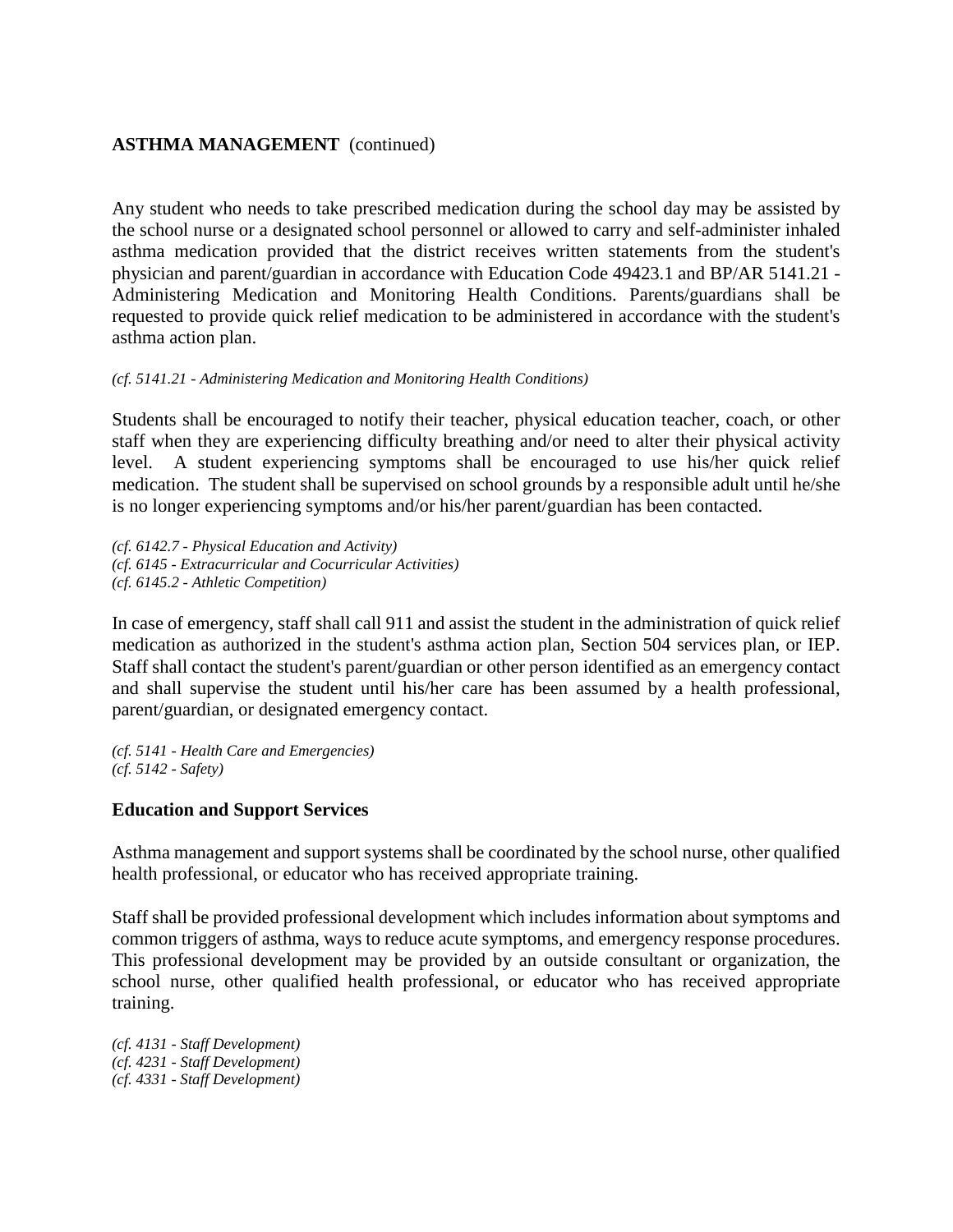**ASTHMA MANAGEMENT** (continued)

Any student who needs to take prescribed medication during the school day may be assisted by the school nurse or a designated school personnel or allowed to carry and self-administer inhaled asthma medication provided that the district receives written statements from the student's physician and parent/guardian in accordance with Education Code 49423.1 and BP/AR 5141.21 - Administering Medication and Monitoring Health Conditions. Parents/guardians shall be requested to provide quick relief medication to be administered in accordance with the student's asthma action plan.

*(cf. 5141.21 - Administering Medication and Monitoring Health Conditions)*

Students shall be encouraged to notify their teacher, physical education teacher, coach, or other staff when they are experiencing difficulty breathing and/or need to alter their physical activity level. A student experiencing symptoms shall be encouraged to use his/her quick relief medication. The student shall be supervised on school grounds by a responsible adult until he/she is no longer experiencing symptoms and/or his/her parent/guardian has been contacted.

*(cf. 6142.7 - Physical Education and Activity)*
*(cf. 6145 - Extracurricular and Cocurricular Activities)*
*(cf. 6145.2 - Athletic Competition)*

In case of emergency, staff shall call 911 and assist the student in the administration of quick relief medication as authorized in the student's asthma action plan, Section 504 services plan, or IEP. Staff shall contact the student's parent/guardian or other person identified as an emergency contact and shall supervise the student until his/her care has been assumed by a health professional, parent/guardian, or designated emergency contact.

*(cf. 5141 - Health Care and Emergencies)*
*(cf. 5142 - Safety)*

## Education and Support Services

Asthma management and support systems shall be coordinated by the school nurse, other qualified health professional, or educator who has received appropriate training.

Staff shall be provided professional development which includes information about symptoms and common triggers of asthma, ways to reduce acute symptoms, and emergency response procedures. This professional development may be provided by an outside consultant or organization, the school nurse, other qualified health professional, or educator who has received appropriate training.

*(cf. 4131 - Staff Development)*
*(cf. 4231 - Staff Development)*
*(cf. 4331 - Staff Development)*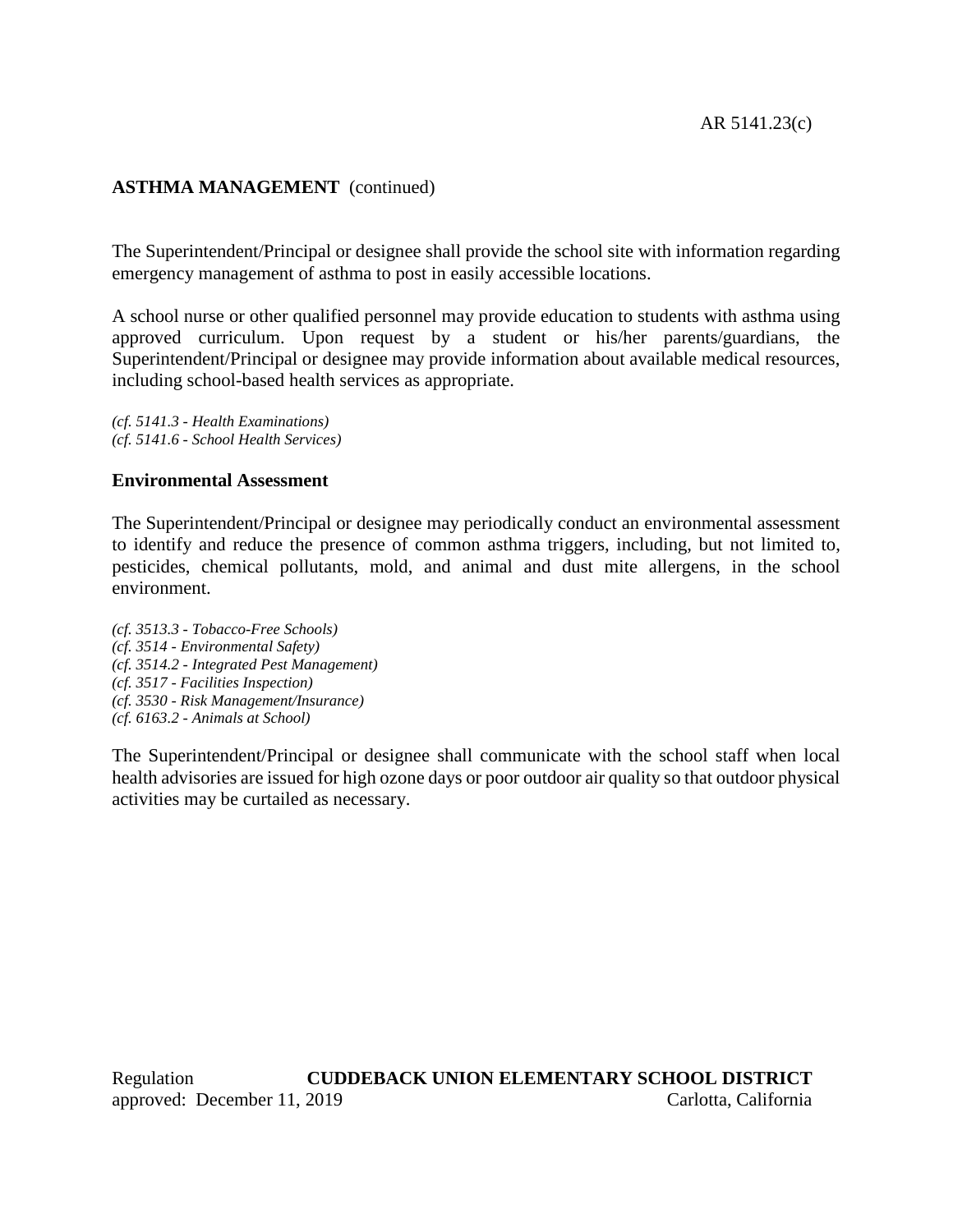**ASTHMA MANAGEMENT** (continued)

The Superintendent/Principal or designee shall provide the school site with information regarding emergency management of asthma to post in easily accessible locations.

A school nurse or other qualified personnel may provide education to students with asthma using approved curriculum. Upon request by a student or his/her parents/guardians, the Superintendent/Principal or designee may provide information about available medical resources, including school-based health services as appropriate.

*(cf. 5141.3 - Health Examinations)*
*(cf. 5141.6 - School Health Services)*

**Environmental Assessment**

The Superintendent/Principal or designee may periodically conduct an environmental assessment to identify and reduce the presence of common asthma triggers, including, but not limited to, pesticides, chemical pollutants, mold, and animal and dust mite allergens, in the school environment.

*(cf. 3513.3 - Tobacco-Free Schools)*
*(cf. 3514 - Environmental Safety)*
*(cf. 3514.2 - Integrated Pest Management)*
*(cf. 3517 - Facilities Inspection)*
*(cf. 3530 - Risk Management/Insurance)*
*(cf. 6163.2 - Animals at School)*

The Superintendent/Principal or designee shall communicate with the school staff when local health advisories are issued for high ozone days or poor outdoor air quality so that outdoor physical activities may be curtailed as necessary.

Regulation **CUDDEBACK UNION ELEMENTARY SCHOOL DISTRICT**
approved: December 11, 2019 Carlotta, California